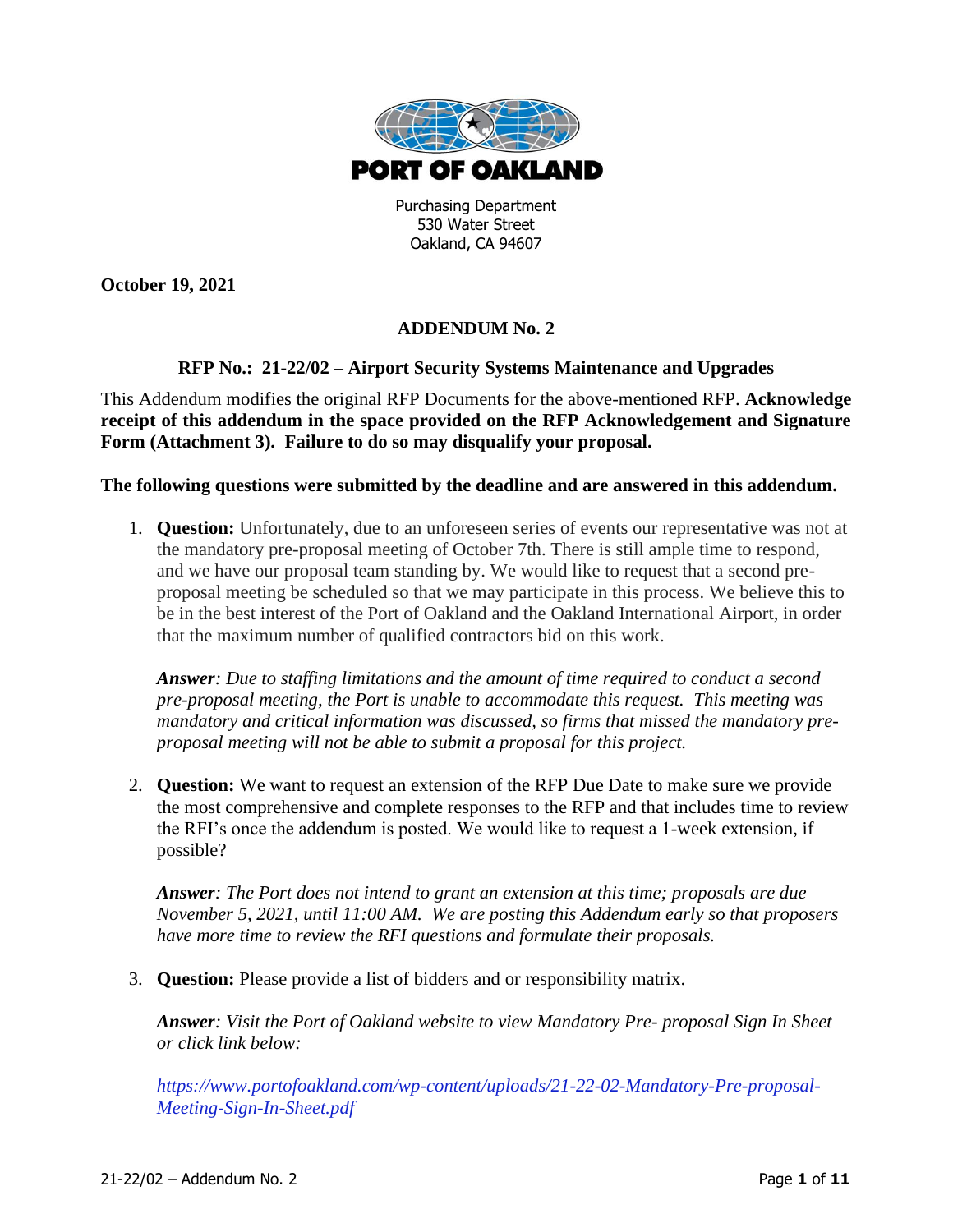PORT OF OAKLAND

Purchasing Department
530 Water Street
Oakland, CA 94607

**October 19, 2021**

**ADDENDUM No. 2**

**RFP No.: 21-22/02 – Airport Security Systems Maintenance and Upgrades**

This Addendum modifies the original RFP Documents for the above-mentioned RFP. **Acknowledge receipt of this addendum in the space provided on the RFP Acknowledgement and Signature Form (Attachment 3). Failure to do so may disqualify your proposal.**

**The following questions were submitted by the deadline and are answered in this addendum.**

1. **Question:** Unfortunately, due to an unforeseen series of events our representative was not at the mandatory pre-proposal meeting of October 7th. There is still ample time to respond, and we have our proposal team standing by. We would like to request that a second pre-proposal meeting be scheduled so that we may participate in this process. We believe this to be in the best interest of the Port of Oakland and the Oakland International Airport, in order that the maximum number of qualified contractors bid on this work.

   ***Answer****: Due to staffing limitations and the amount of time required to conduct a second pre-proposal meeting, the Port is unable to accommodate this request. This meeting was mandatory and critical information was discussed, so firms that missed the mandatory pre-proposal meeting will not be able to submit a proposal for this project.*

2. **Question:** We want to request an extension of the RFP Due Date to make sure we provide the most comprehensive and complete responses to the RFP and that includes time to review the RFI's once the addendum is posted. We would like to request a 1-week extension, if possible?

   ***Answer****: The Port does not intend to grant an extension at this time; proposals are due November 5, 2021, until 11:00 AM. We are posting this Addendum early so that proposers have more time to review the RFI questions and formulate their proposals.*

3. **Question:** Please provide a list of bidders and or responsibility matrix.

   ***Answer****: Visit the Port of Oakland website to view Mandatory Pre- proposal Sign In Sheet or click link below:*

   *https://www.portofoakland.com/wp-content/uploads/21-22-02-Mandatory-Pre-proposal-Meeting-Sign-In-Sheet.pdf*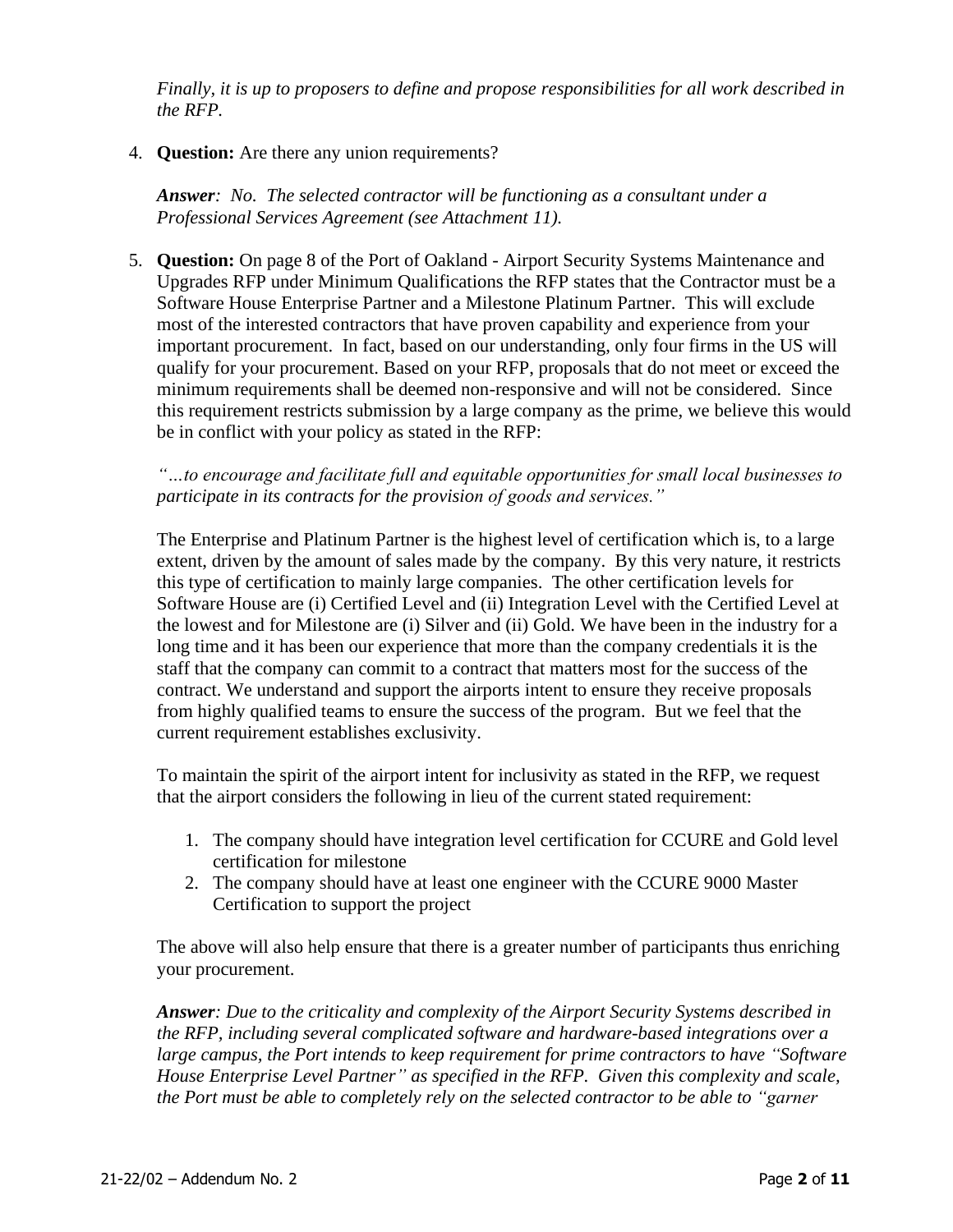*Finally, it is up to proposers to define and propose responsibilities for all work described in the RFP.*

4. **Question:** Are there any union requirements?

   ***Answer**: No. The selected contractor will be functioning as a consultant under a Professional Services Agreement (see Attachment 11).*

5. **Question:** On page 8 of the Port of Oakland - Airport Security Systems Maintenance and Upgrades RFP under Minimum Qualifications the RFP states that the Contractor must be a Software House Enterprise Partner and a Milestone Platinum Partner. This will exclude most of the interested contractors that have proven capability and experience from your important procurement. In fact, based on our understanding, only four firms in the US will qualify for your procurement. Based on your RFP, proposals that do not meet or exceed the minimum requirements shall be deemed non-responsive and will not be considered. Since this requirement restricts submission by a large company as the prime, we believe this would be in conflict with your policy as stated in the RFP:

   *"…to encourage and facilitate full and equitable opportunities for small local businesses to participate in its contracts for the provision of goods and services."*

   The Enterprise and Platinum Partner is the highest level of certification which is, to a large extent, driven by the amount of sales made by the company. By this very nature, it restricts this type of certification to mainly large companies. The other certification levels for Software House are (i) Certified Level and (ii) Integration Level with the Certified Level at the lowest and for Milestone are (i) Silver and (ii) Gold. We have been in the industry for a long time and it has been our experience that more than the company credentials it is the staff that the company can commit to a contract that matters most for the success of the contract. We understand and support the airports intent to ensure they receive proposals from highly qualified teams to ensure the success of the program. But we feel that the current requirement establishes exclusivity.

   To maintain the spirit of the airport intent for inclusivity as stated in the RFP, we request that the airport considers the following in lieu of the current stated requirement:

   1. The company should have integration level certification for CCURE and Gold level certification for milestone
   2. The company should have at least one engineer with the CCURE 9000 Master Certification to support the project

   The above will also help ensure that there is a greater number of participants thus enriching your procurement.

   ***Answer**: Due to the criticality and complexity of the Airport Security Systems described in the RFP, including several complicated software and hardware-based integrations over a large campus, the Port intends to keep requirement for prime contractors to have "Software House Enterprise Level Partner" as specified in the RFP. Given this complexity and scale, the Port must be able to completely rely on the selected contractor to be able to "garner*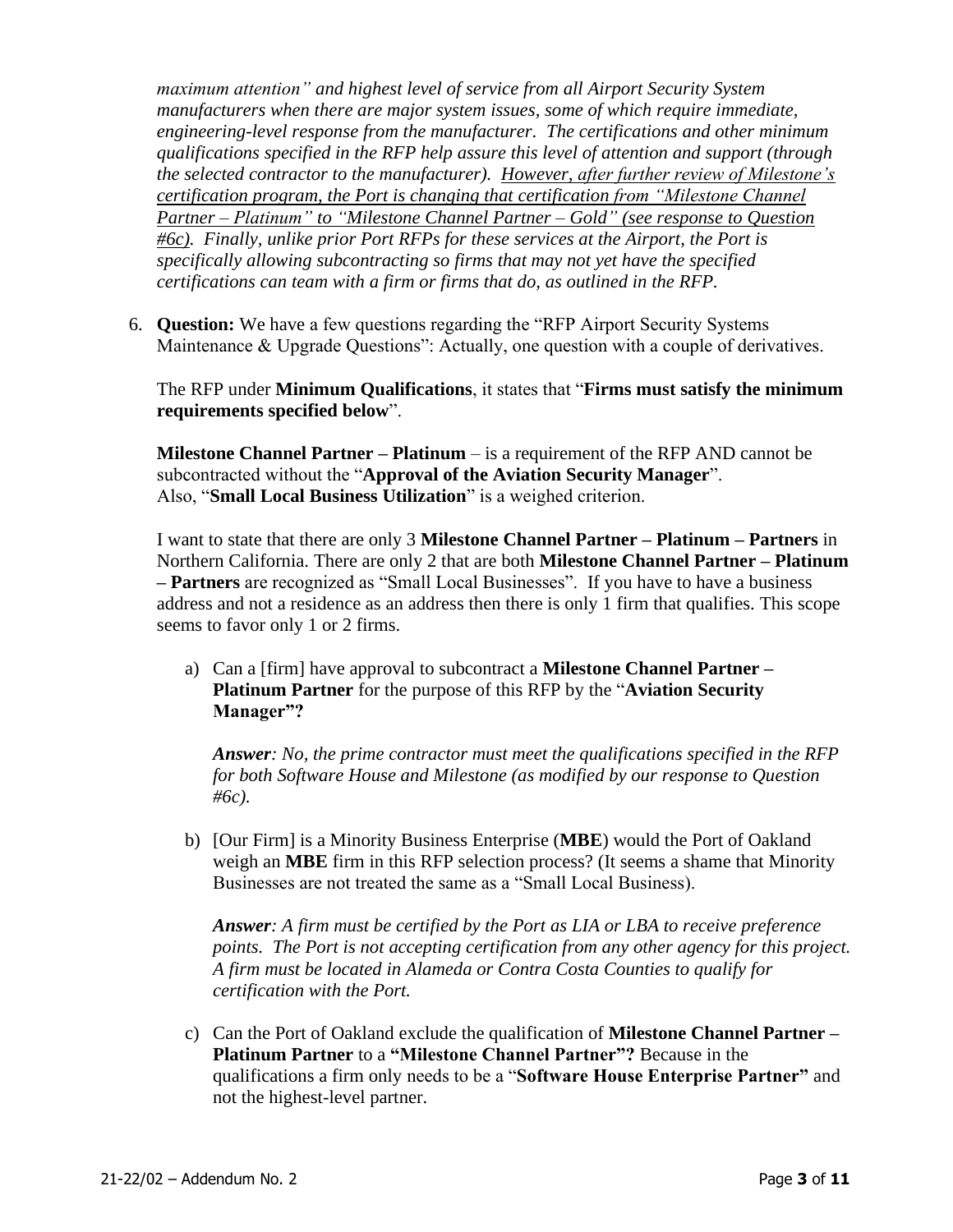*maximum attention" and highest level of service from all Airport Security System manufacturers when there are major system issues, some of which require immediate, engineering-level response from the manufacturer. The certifications and other minimum qualifications specified in the RFP help assure this level of attention and support (through the selected contractor to the manufacturer). <u>However, after further review of Milestone's certification program, the Port is changing that certification from "Milestone Channel Partner – Platinum" to "Milestone Channel Partner – Gold" (see response to Question #6c).</u> Finally, unlike prior Port RFPs for these services at the Airport, the Port is specifically allowing subcontracting so firms that may not yet have the specified certifications can team with a firm or firms that do, as outlined in the RFP.*

6. **Question:** We have a few questions regarding the "RFP Airport Security Systems Maintenance & Upgrade Questions": Actually, one question with a couple of derivatives.

   The RFP under **Minimum Qualifications**, it states that "**Firms must satisfy the minimum requirements specified below**".

   **Milestone Channel Partner – Platinum** – is a requirement of the RFP AND cannot be subcontracted without the "**Approval of the Aviation Security Manager**".
   Also, "**Small Local Business Utilization**" is a weighed criterion.

   I want to state that there are only 3 **Milestone Channel Partner – Platinum – Partners** in Northern California. There are only 2 that are both **Milestone Channel Partner – Platinum – Partners** are recognized as "Small Local Businesses". If you have to have a business address and not a residence as an address then there is only 1 firm that qualifies. This scope seems to favor only 1 or 2 firms.

   a) Can a [firm] have approval to subcontract a **Milestone Channel Partner – Platinum Partner** for the purpose of this RFP by the "**Aviation Security Manager"?**

      ***Answer****: No, the prime contractor must meet the qualifications specified in the RFP for both Software House and Milestone (as modified by our response to Question #6c).*

   b) [Our Firm] is a Minority Business Enterprise (**MBE**) would the Port of Oakland weigh an **MBE** firm in this RFP selection process? (It seems a shame that Minority Businesses are not treated the same as a "Small Local Business).

      ***Answer****: A firm must be certified by the Port as LIA or LBA to receive preference points. The Port is not accepting certification from any other agency for this project. A firm must be located in Alameda or Contra Costa Counties to qualify for certification with the Port.*

   c) Can the Port of Oakland exclude the qualification of **Milestone Channel Partner – Platinum Partner** to a **"Milestone Channel Partner"?** Because in the qualifications a firm only needs to be a "**Software House Enterprise Partner"** and not the highest-level partner.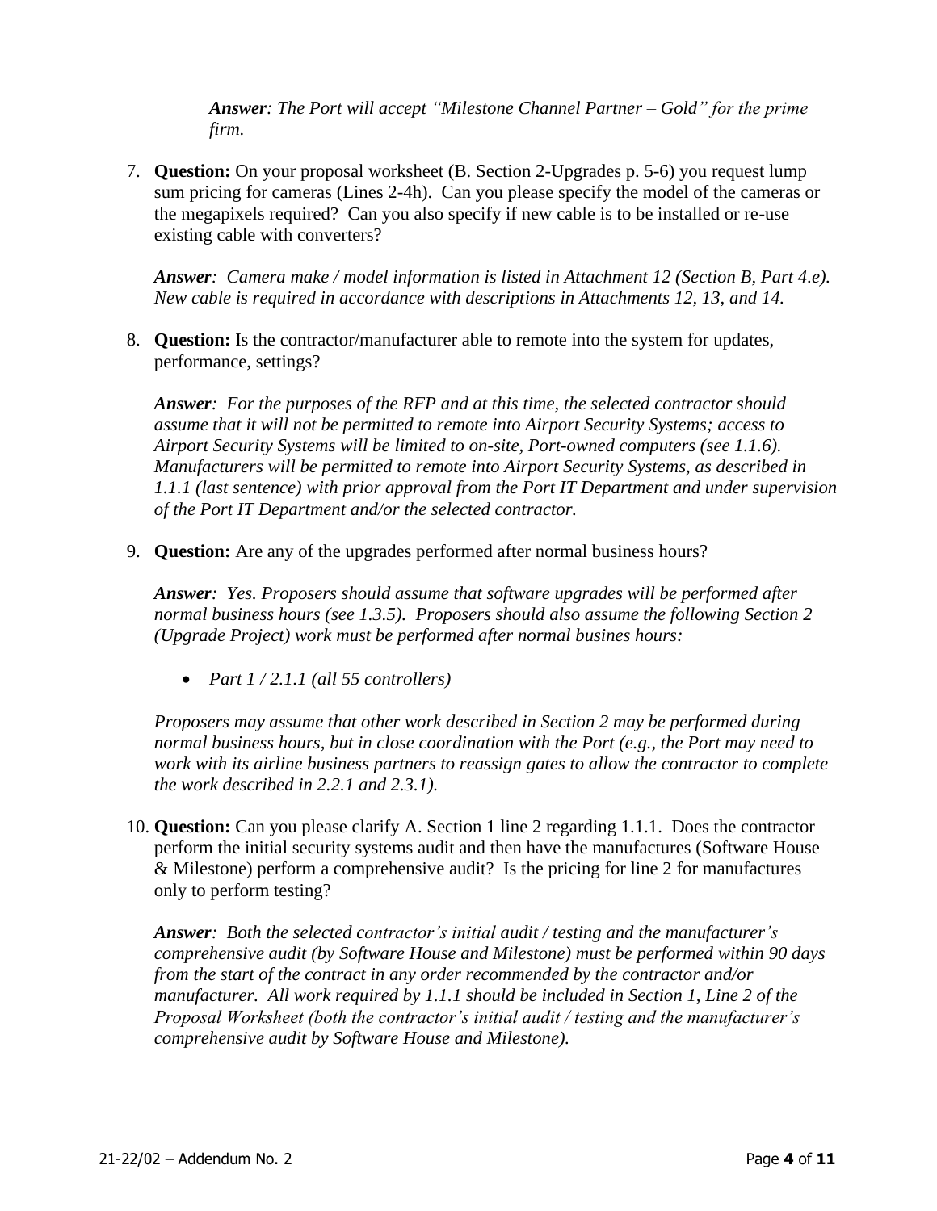*Answer: The Port will accept "Milestone Channel Partner – Gold" for the prime firm.*

7. **Question:** On your proposal worksheet (B. Section 2-Upgrades p. 5-6) you request lump sum pricing for cameras (Lines 2-4h). Can you please specify the model of the cameras or the megapixels required? Can you also specify if new cable is to be installed or re-use existing cable with converters?

   ***Answer**: Camera make / model information is listed in Attachment 12 (Section B, Part 4.e). New cable is required in accordance with descriptions in Attachments 12, 13, and 14.*

8. **Question:** Is the contractor/manufacturer able to remote into the system for updates, performance, settings?

   ***Answer**: For the purposes of the RFP and at this time, the selected contractor should assume that it will not be permitted to remote into Airport Security Systems; access to Airport Security Systems will be limited to on-site, Port-owned computers (see 1.1.6). Manufacturers will be permitted to remote into Airport Security Systems, as described in 1.1.1 (last sentence) with prior approval from the Port IT Department and under supervision of the Port IT Department and/or the selected contractor.*

9. **Question:** Are any of the upgrades performed after normal business hours?

   ***Answer**: Yes. Proposers should assume that software upgrades will be performed after normal business hours (see 1.3.5). Proposers should also assume the following Section 2 (Upgrade Project) work must be performed after normal busines hours:*

   - *Part 1 / 2.1.1 (all 55 controllers)*

   *Proposers may assume that other work described in Section 2 may be performed during normal business hours, but in close coordination with the Port (e.g., the Port may need to work with its airline business partners to reassign gates to allow the contractor to complete the work described in 2.2.1 and 2.3.1).*

10. **Question:** Can you please clarify A. Section 1 line 2 regarding 1.1.1. Does the contractor perform the initial security systems audit and then have the manufactures (Software House & Milestone) perform a comprehensive audit? Is the pricing for line 2 for manufactures only to perform testing?

    ***Answer**: Both the selected contractor's initial audit / testing and the manufacturer's comprehensive audit (by Software House and Milestone) must be performed within 90 days from the start of the contract in any order recommended by the contractor and/or manufacturer. All work required by 1.1.1 should be included in Section 1, Line 2 of the Proposal Worksheet (both the contractor's initial audit / testing and the manufacturer's comprehensive audit by Software House and Milestone).*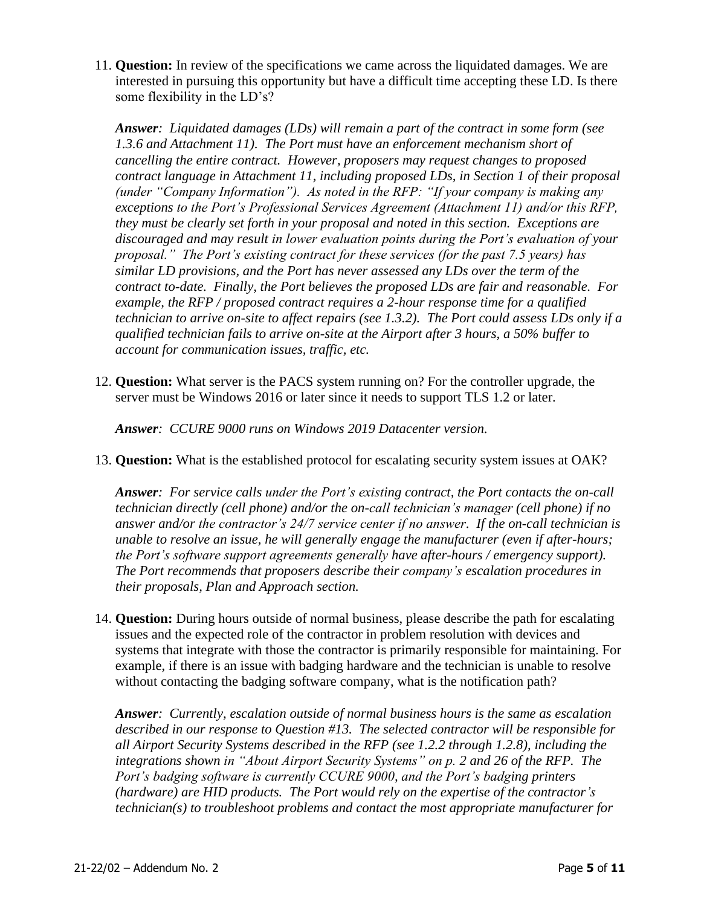11. **Question:** In review of the specifications we came across the liquidated damages. We are interested in pursuing this opportunity but have a difficult time accepting these LD. Is there some flexibility in the LD's?

    ***Answer**: Liquidated damages (LDs) will remain a part of the contract in some form (see 1.3.6 and Attachment 11). The Port must have an enforcement mechanism short of cancelling the entire contract. However, proposers may request changes to proposed contract language in Attachment 11, including proposed LDs, in Section 1 of their proposal (under "Company Information"). As noted in the RFP: "If your company is making any exceptions to the Port's Professional Services Agreement (Attachment 11) and/or this RFP, they must be clearly set forth in your proposal and noted in this section. Exceptions are discouraged and may result in lower evaluation points during the Port's evaluation of your proposal." The Port's existing contract for these services (for the past 7.5 years) has similar LD provisions, and the Port has never assessed any LDs over the term of the contract to-date. Finally, the Port believes the proposed LDs are fair and reasonable. For example, the RFP / proposed contract requires a 2-hour response time for a qualified technician to arrive on-site to affect repairs (see 1.3.2). The Port could assess LDs only if a qualified technician fails to arrive on-site at the Airport after 3 hours, a 50% buffer to account for communication issues, traffic, etc.*

12. **Question:** What server is the PACS system running on? For the controller upgrade, the server must be Windows 2016 or later since it needs to support TLS 1.2 or later.

    ***Answer**: CCURE 9000 runs on Windows 2019 Datacenter version.*

13. **Question:** What is the established protocol for escalating security system issues at OAK?

    ***Answer**: For service calls under the Port's existing contract, the Port contacts the on-call technician directly (cell phone) and/or the on-call technician's manager (cell phone) if no answer and/or the contractor's 24/7 service center if no answer. If the on-call technician is unable to resolve an issue, he will generally engage the manufacturer (even if after-hours; the Port's software support agreements generally have after-hours / emergency support). The Port recommends that proposers describe their company's escalation procedures in their proposals, Plan and Approach section.*

14. **Question:** During hours outside of normal business, please describe the path for escalating issues and the expected role of the contractor in problem resolution with devices and systems that integrate with those the contractor is primarily responsible for maintaining. For example, if there is an issue with badging hardware and the technician is unable to resolve without contacting the badging software company, what is the notification path?

    ***Answer**: Currently, escalation outside of normal business hours is the same as escalation described in our response to Question #13. The selected contractor will be responsible for all Airport Security Systems described in the RFP (see 1.2.2 through 1.2.8), including the integrations shown in "About Airport Security Systems" on p. 2 and 26 of the RFP. The Port's badging software is currently CCURE 9000, and the Port's badging printers (hardware) are HID products. The Port would rely on the expertise of the contractor's technician(s) to troubleshoot problems and contact the most appropriate manufacturer for*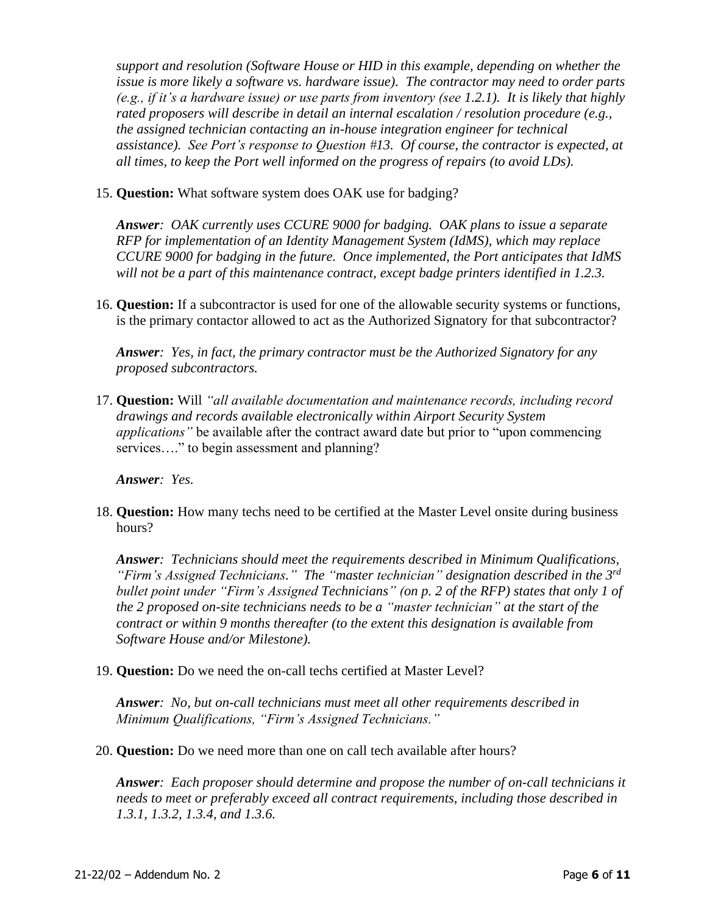*support and resolution (Software House or HID in this example, depending on whether the issue is more likely a software vs. hardware issue). The contractor may need to order parts (e.g., if it's a hardware issue) or use parts from inventory (see 1.2.1). It is likely that highly rated proposers will describe in detail an internal escalation / resolution procedure (e.g., the assigned technician contacting an in-house integration engineer for technical assistance). See Port's response to Question #13. Of course, the contractor is expected, at all times, to keep the Port well informed on the progress of repairs (to avoid LDs).*

15. **Question:** What software system does OAK use for badging?

    ***Answer**: OAK currently uses CCURE 9000 for badging. OAK plans to issue a separate RFP for implementation of an Identity Management System (IdMS), which may replace CCURE 9000 for badging in the future. Once implemented, the Port anticipates that IdMS will not be a part of this maintenance contract, except badge printers identified in 1.2.3.*

16. **Question:** If a subcontractor is used for one of the allowable security systems or functions, is the primary contactor allowed to act as the Authorized Signatory for that subcontractor?

    ***Answer**: Yes, in fact, the primary contractor must be the Authorized Signatory for any proposed subcontractors.*

17. **Question:** Will *"all available documentation and maintenance records, including record drawings and records available electronically within Airport Security System applications"* be available after the contract award date but prior to "upon commencing services…." to begin assessment and planning?

    ***Answer**: Yes.*

18. **Question:** How many techs need to be certified at the Master Level onsite during business hours?

    ***Answer**: Technicians should meet the requirements described in Minimum Qualifications, "Firm's Assigned Technicians." The "master technician" designation described in the 3rd bullet point under "Firm's Assigned Technicians" (on p. 2 of the RFP) states that only 1 of the 2 proposed on-site technicians needs to be a "master technician" at the start of the contract or within 9 months thereafter (to the extent this designation is available from Software House and/or Milestone).*

19. **Question:** Do we need the on-call techs certified at Master Level?

    ***Answer**: No, but on-call technicians must meet all other requirements described in Minimum Qualifications, "Firm's Assigned Technicians."*

20. **Question:** Do we need more than one on call tech available after hours?

    ***Answer**: Each proposer should determine and propose the number of on-call technicians it needs to meet or preferably exceed all contract requirements, including those described in 1.3.1, 1.3.2, 1.3.4, and 1.3.6.*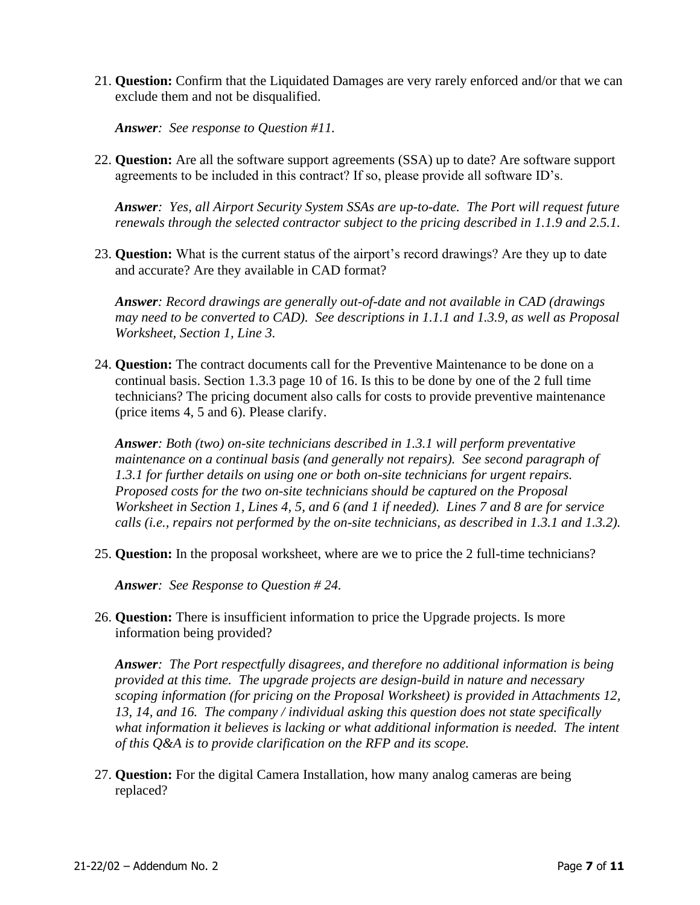21. **Question:** Confirm that the Liquidated Damages are very rarely enforced and/or that we can exclude them and not be disqualified.

    ***Answer**: See response to Question #11.*

22. **Question:** Are all the software support agreements (SSA) up to date? Are software support agreements to be included in this contract? If so, please provide all software ID's.

    ***Answer**: Yes, all Airport Security System SSAs are up-to-date. The Port will request future renewals through the selected contractor subject to the pricing described in 1.1.9 and 2.5.1.*

23. **Question:** What is the current status of the airport's record drawings? Are they up to date and accurate? Are they available in CAD format?

    ***Answer**: Record drawings are generally out-of-date and not available in CAD (drawings may need to be converted to CAD). See descriptions in 1.1.1 and 1.3.9, as well as Proposal Worksheet, Section 1, Line 3.*

24. **Question:** The contract documents call for the Preventive Maintenance to be done on a continual basis. Section 1.3.3 page 10 of 16. Is this to be done by one of the 2 full time technicians? The pricing document also calls for costs to provide preventive maintenance (price items 4, 5 and 6). Please clarify.

    ***Answer**: Both (two) on-site technicians described in 1.3.1 will perform preventative maintenance on a continual basis (and generally not repairs). See second paragraph of 1.3.1 for further details on using one or both on-site technicians for urgent repairs. Proposed costs for the two on-site technicians should be captured on the Proposal Worksheet in Section 1, Lines 4, 5, and 6 (and 1 if needed). Lines 7 and 8 are for service calls (i.e., repairs not performed by the on-site technicians, as described in 1.3.1 and 1.3.2).*

25. **Question:** In the proposal worksheet, where are we to price the 2 full-time technicians?

    ***Answer**: See Response to Question # 24.*

26. **Question:** There is insufficient information to price the Upgrade projects. Is more information being provided?

    ***Answer**: The Port respectfully disagrees, and therefore no additional information is being provided at this time. The upgrade projects are design-build in nature and necessary scoping information (for pricing on the Proposal Worksheet) is provided in Attachments 12, 13, 14, and 16. The company / individual asking this question does not state specifically what information it believes is lacking or what additional information is needed. The intent of this Q&A is to provide clarification on the RFP and its scope.*

27. **Question:** For the digital Camera Installation, how many analog cameras are being replaced?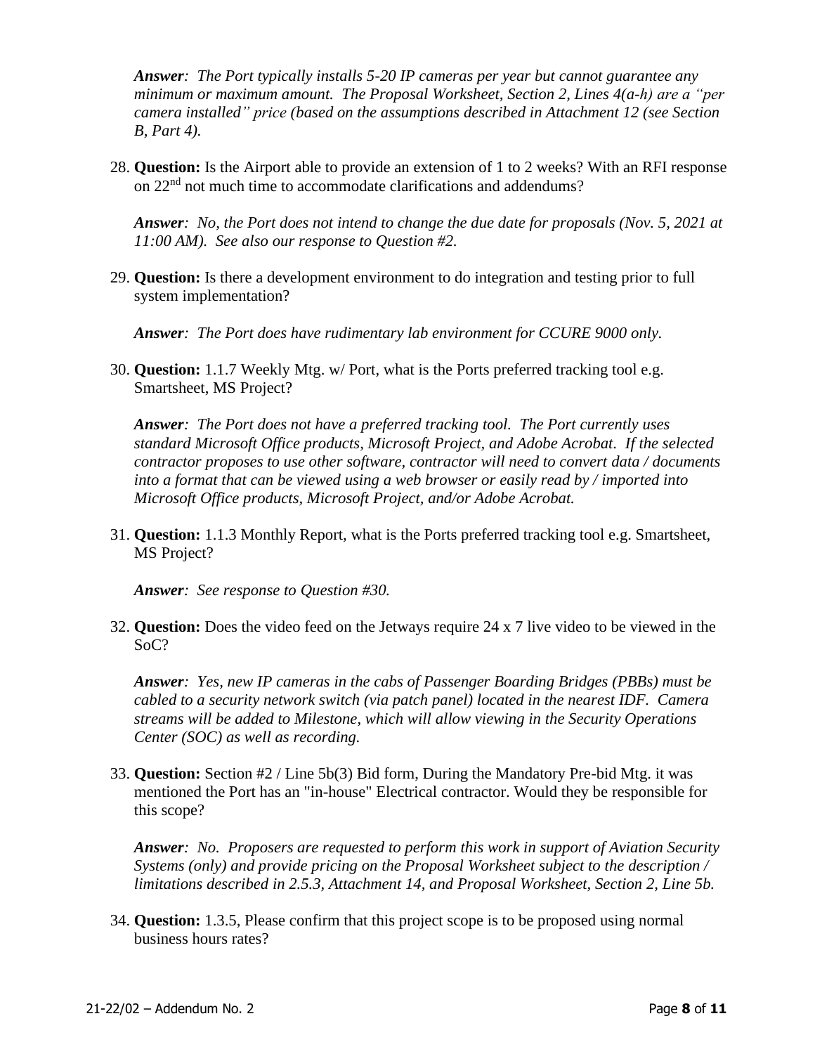*Answer: The Port typically installs 5-20 IP cameras per year but cannot guarantee any minimum or maximum amount. The Proposal Worksheet, Section 2, Lines 4(a-h) are a "per camera installed" price (based on the assumptions described in Attachment 12 (see Section B, Part 4).*

28. **Question:** Is the Airport able to provide an extension of 1 to 2 weeks? With an RFI response on 22nd not much time to accommodate clarifications and addendums?

    ***Answer**: No, the Port does not intend to change the due date for proposals (Nov. 5, 2021 at 11:00 AM). See also our response to Question #2.*

29. **Question:** Is there a development environment to do integration and testing prior to full system implementation?

    ***Answer**: The Port does have rudimentary lab environment for CCURE 9000 only.*

30. **Question:** 1.1.7 Weekly Mtg. w/ Port, what is the Ports preferred tracking tool e.g. Smartsheet, MS Project?

    ***Answer**: The Port does not have a preferred tracking tool. The Port currently uses standard Microsoft Office products, Microsoft Project, and Adobe Acrobat. If the selected contractor proposes to use other software, contractor will need to convert data / documents into a format that can be viewed using a web browser or easily read by / imported into Microsoft Office products, Microsoft Project, and/or Adobe Acrobat.*

31. **Question:** 1.1.3 Monthly Report, what is the Ports preferred tracking tool e.g. Smartsheet, MS Project?

    ***Answer**: See response to Question #30.*

32. **Question:** Does the video feed on the Jetways require 24 x 7 live video to be viewed in the SoC?

    ***Answer**: Yes, new IP cameras in the cabs of Passenger Boarding Bridges (PBBs) must be cabled to a security network switch (via patch panel) located in the nearest IDF. Camera streams will be added to Milestone, which will allow viewing in the Security Operations Center (SOC) as well as recording.*

33. **Question:** Section #2 / Line 5b(3) Bid form, During the Mandatory Pre-bid Mtg. it was mentioned the Port has an "in-house" Electrical contractor. Would they be responsible for this scope?

    ***Answer**: No. Proposers are requested to perform this work in support of Aviation Security Systems (only) and provide pricing on the Proposal Worksheet subject to the description / limitations described in 2.5.3, Attachment 14, and Proposal Worksheet, Section 2, Line 5b.*

34. **Question:** 1.3.5, Please confirm that this project scope is to be proposed using normal business hours rates?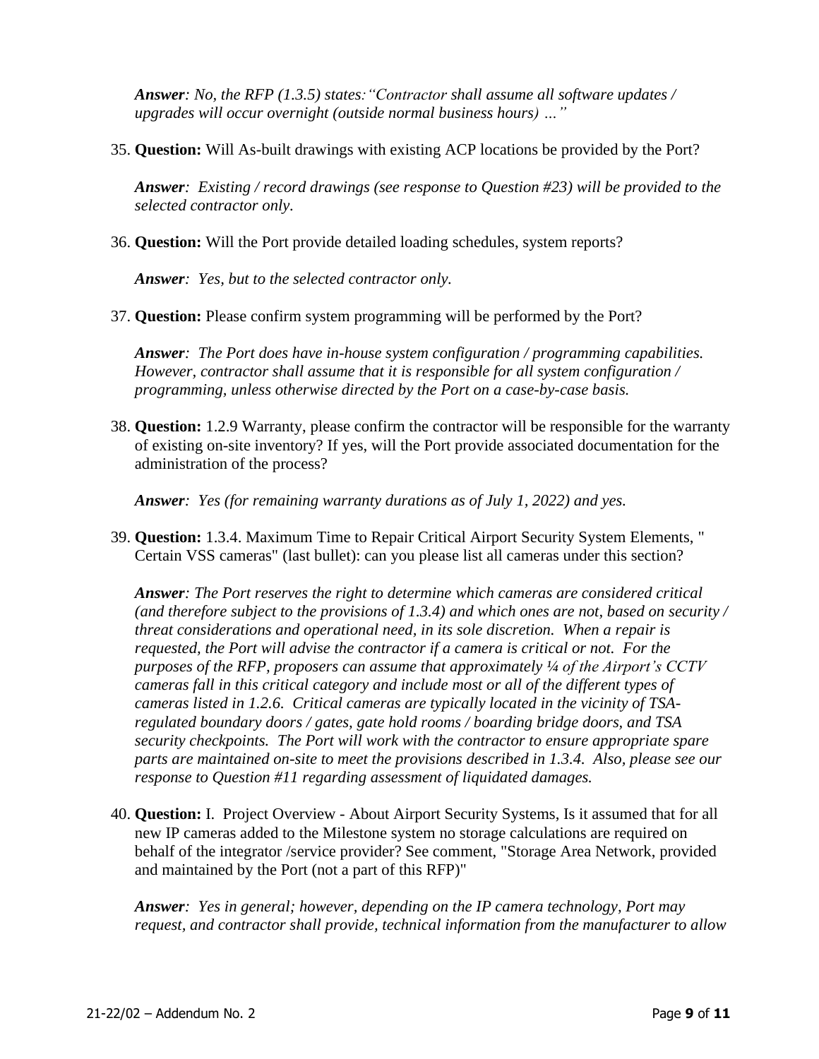*__Answer__: No, the RFP (1.3.5) states: "Contractor shall assume all software updates / upgrades will occur overnight (outside normal business hours) …"*

35. **Question:** Will As-built drawings with existing ACP locations be provided by the Port?

    ***Answer**: Existing / record drawings (see response to Question #23) will be provided to the selected contractor only.*

36. **Question:** Will the Port provide detailed loading schedules, system reports?

    ***Answer**: Yes, but to the selected contractor only.*

37. **Question:** Please confirm system programming will be performed by the Port?

    ***Answer**: The Port does have in-house system configuration / programming capabilities. However, contractor shall assume that it is responsible for all system configuration / programming, unless otherwise directed by the Port on a case-by-case basis.*

38. **Question:** 1.2.9 Warranty, please confirm the contractor will be responsible for the warranty of existing on-site inventory? If yes, will the Port provide associated documentation for the administration of the process?

    ***Answer**: Yes (for remaining warranty durations as of July 1, 2022) and yes.*

39. **Question:** 1.3.4. Maximum Time to Repair Critical Airport Security System Elements, " Certain VSS cameras" (last bullet): can you please list all cameras under this section?

    ***Answer**: The Port reserves the right to determine which cameras are considered critical (and therefore subject to the provisions of 1.3.4) and which ones are not, based on security / threat considerations and operational need, in its sole discretion. When a repair is requested, the Port will advise the contractor if a camera is critical or not. For the purposes of the RFP, proposers can assume that approximately ¼ of the Airport's CCTV cameras fall in this critical category and include most or all of the different types of cameras listed in 1.2.6. Critical cameras are typically located in the vicinity of TSA-regulated boundary doors / gates, gate hold rooms / boarding bridge doors, and TSA security checkpoints. The Port will work with the contractor to ensure appropriate spare parts are maintained on-site to meet the provisions described in 1.3.4. Also, please see our response to Question #11 regarding assessment of liquidated damages.*

40. **Question:** I. Project Overview - About Airport Security Systems, Is it assumed that for all new IP cameras added to the Milestone system no storage calculations are required on behalf of the integrator /service provider? See comment, "Storage Area Network, provided and maintained by the Port (not a part of this RFP)"

    ***Answer**: Yes in general; however, depending on the IP camera technology, Port may request, and contractor shall provide, technical information from the manufacturer to allow*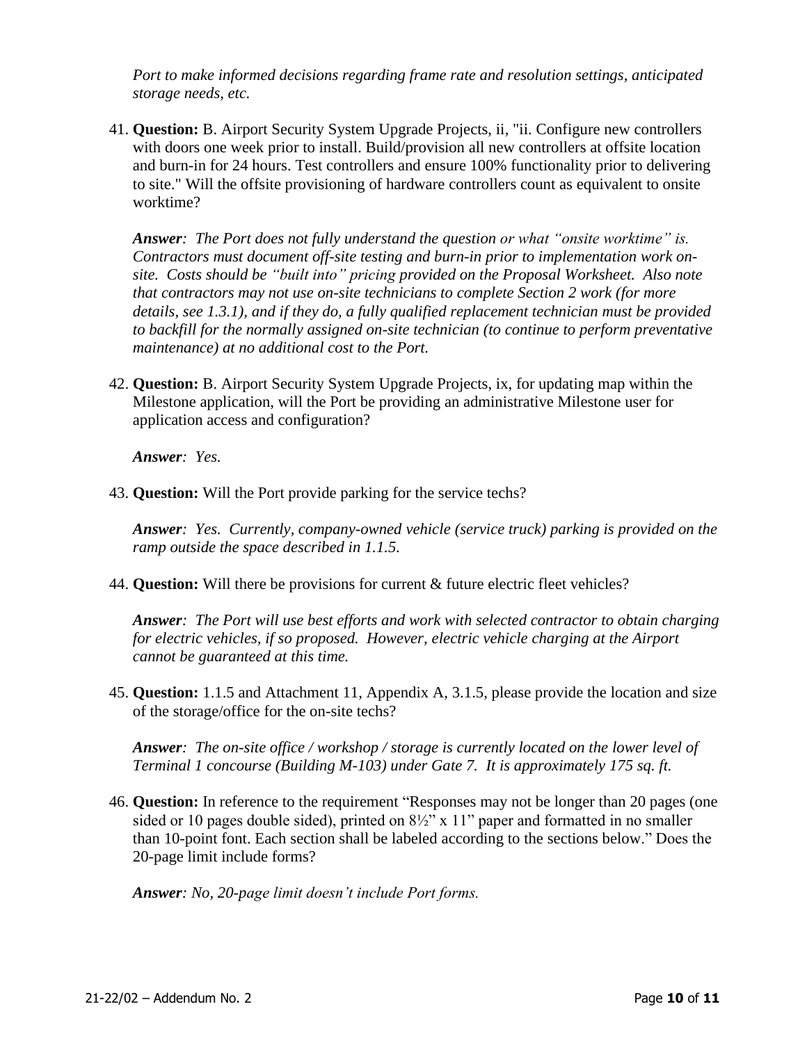*Port to make informed decisions regarding frame rate and resolution settings, anticipated storage needs, etc.*

41. **Question:** B. Airport Security System Upgrade Projects, ii, "ii. Configure new controllers with doors one week prior to install. Build/provision all new controllers at offsite location and burn-in for 24 hours. Test controllers and ensure 100% functionality prior to delivering to site." Will the offsite provisioning of hardware controllers count as equivalent to onsite worktime?

    ***Answer**: The Port does not fully understand the question or what "onsite worktime" is. Contractors must document off-site testing and burn-in prior to implementation work on-site. Costs should be "built into" pricing provided on the Proposal Worksheet. Also note that contractors may not use on-site technicians to complete Section 2 work (for more details, see 1.3.1), and if they do, a fully qualified replacement technician must be provided to backfill for the normally assigned on-site technician (to continue to perform preventative maintenance) at no additional cost to the Port.*

42. **Question:** B. Airport Security System Upgrade Projects, ix, for updating map within the Milestone application, will the Port be providing an administrative Milestone user for application access and configuration?

    ***Answer**: Yes.*

43. **Question:** Will the Port provide parking for the service techs?

    ***Answer**: Yes. Currently, company-owned vehicle (service truck) parking is provided on the ramp outside the space described in 1.1.5.*

44. **Question:** Will there be provisions for current & future electric fleet vehicles?

    ***Answer**: The Port will use best efforts and work with selected contractor to obtain charging for electric vehicles, if so proposed. However, electric vehicle charging at the Airport cannot be guaranteed at this time.*

45. **Question:** 1.1.5 and Attachment 11, Appendix A, 3.1.5, please provide the location and size of the storage/office for the on-site techs?

    ***Answer**: The on-site office / workshop / storage is currently located on the lower level of Terminal 1 concourse (Building M-103) under Gate 7. It is approximately 175 sq. ft.*

46. **Question:** In reference to the requirement "Responses may not be longer than 20 pages (one sided or 10 pages double sided), printed on 8½" x 11" paper and formatted in no smaller than 10-point font. Each section shall be labeled according to the sections below." Does the 20-page limit include forms?

    ***Answer**: No, 20-page limit doesn't include Port forms.*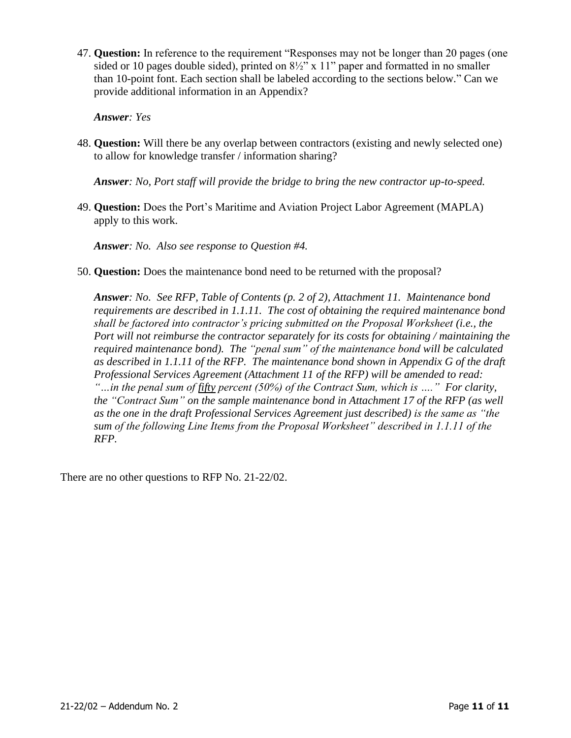47. **Question:** In reference to the requirement "Responses may not be longer than 20 pages (one sided or 10 pages double sided), printed on 8½" x 11" paper and formatted in no smaller than 10-point font. Each section shall be labeled according to the sections below." Can we provide additional information in an Appendix?

    ***Answer**: Yes*

48. **Question:** Will there be any overlap between contractors (existing and newly selected one) to allow for knowledge transfer / information sharing?

    ***Answer**: No, Port staff will provide the bridge to bring the new contractor up-to-speed.*

49. **Question:** Does the Port's Maritime and Aviation Project Labor Agreement (MAPLA) apply to this work.

    ***Answer**: No. Also see response to Question #4.*

50. **Question:** Does the maintenance bond need to be returned with the proposal?

    ***Answer**: No. See RFP, Table of Contents (p. 2 of 2), Attachment 11. Maintenance bond requirements are described in 1.1.11. The cost of obtaining the required maintenance bond shall be factored into contractor's pricing submitted on the Proposal Worksheet (i.e., the Port will not reimburse the contractor separately for its costs for obtaining / maintaining the required maintenance bond). The "penal sum" of the maintenance bond will be calculated as described in 1.1.11 of the RFP. The maintenance bond shown in Appendix G of the draft Professional Services Agreement (Attachment 11 of the RFP) will be amended to read: "…in the penal sum of <u>fifty</u> percent (50%) of the Contract Sum, which is …." For clarity, the "Contract Sum" on the sample maintenance bond in Attachment 17 of the RFP (as well as the one in the draft Professional Services Agreement just described) is the same as "the sum of the following Line Items from the Proposal Worksheet" described in 1.1.11 of the RFP.*

There are no other questions to RFP No. 21-22/02.